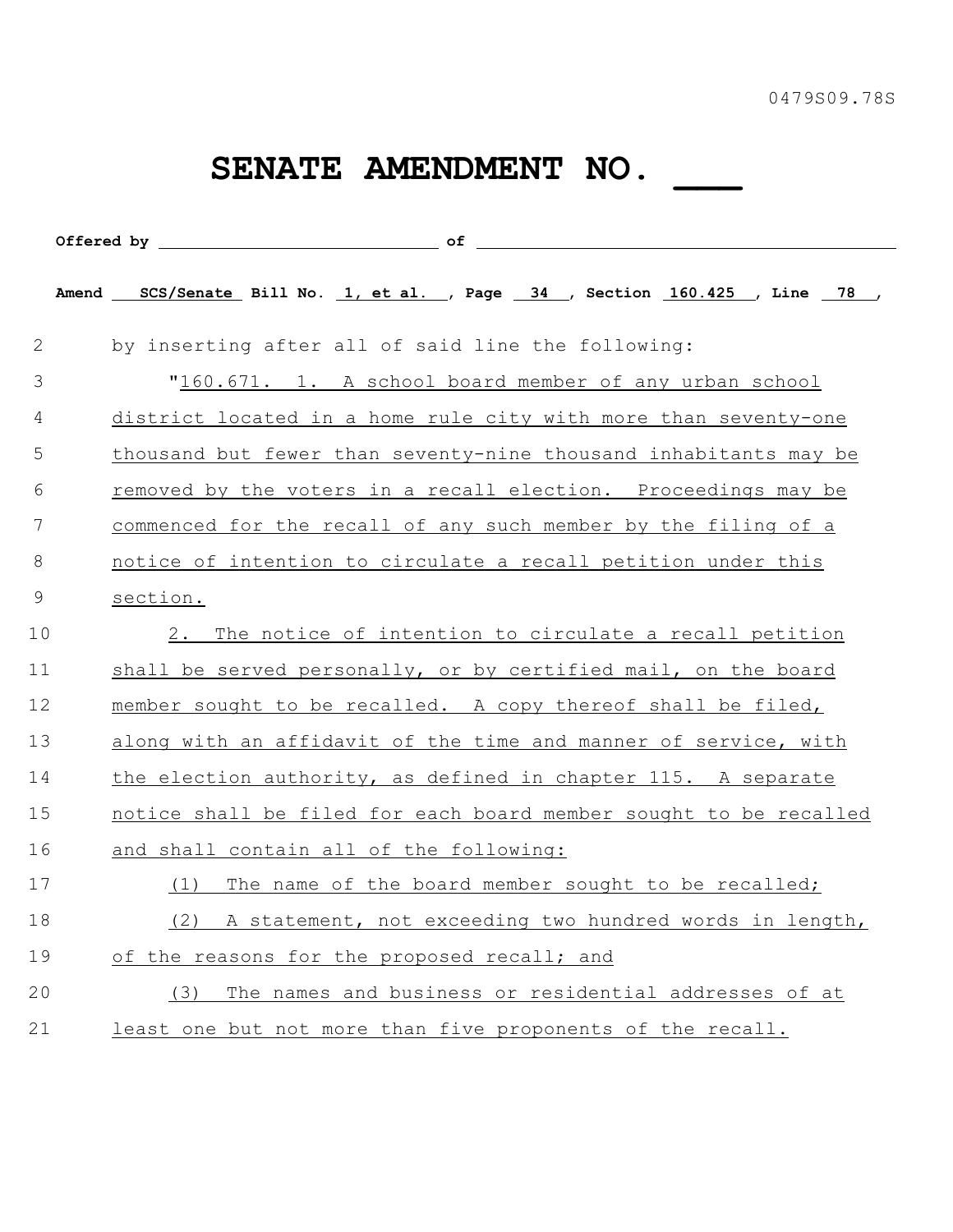0479S09.78S

# SENATE AMENDMENT NO. ___

**Offered by** ____________________________ **of** ____________________________________

**Amend** SCS/Senate **Bill No.** 1, et al. **, Page** 34 **, Section** 160.425 **, Line** 78 **,**

2 by inserting after all of said line the following:

3 "160.671. 1. A school board member of any urban school
4 district located in a home rule city with more than seventy-one
5 thousand but fewer than seventy-nine thousand inhabitants may be
6 removed by the voters in a recall election. Proceedings may be
7 commenced for the recall of any such member by the filing of a
8 notice of intention to circulate a recall petition under this
9 section.

10 2. The notice of intention to circulate a recall petition
11 shall be served personally, or by certified mail, on the board
12 member sought to be recalled. A copy thereof shall be filed,
13 along with an affidavit of the time and manner of service, with
14 the election authority, as defined in chapter 115. A separate
15 notice shall be filed for each board member sought to be recalled
16 and shall contain all of the following:

17 (1) The name of the board member sought to be recalled;

18 (2) A statement, not exceeding two hundred words in length,
19 of the reasons for the proposed recall; and

20 (3) The names and business or residential addresses of at
21 least one but not more than five proponents of the recall.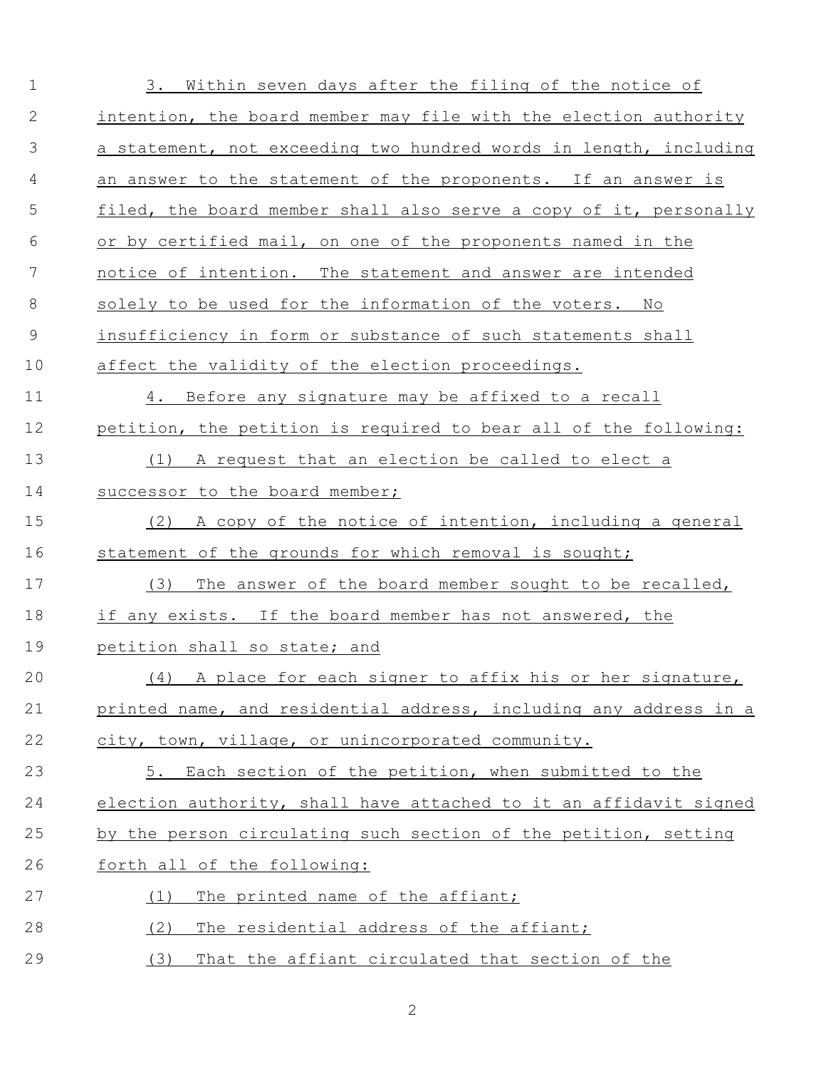3. Within seven days after the filing of the notice of intention, the board member may file with the election authority a statement, not exceeding two hundred words in length, including an answer to the statement of the proponents. If an answer is filed, the board member shall also serve a copy of it, personally or by certified mail, on one of the proponents named in the notice of intention. The statement and answer are intended solely to be used for the information of the voters. No insufficiency in form or substance of such statements shall affect the validity of the election proceedings.

4. Before any signature may be affixed to a recall petition, the petition is required to bear all of the following:

(1) A request that an election be called to elect a successor to the board member;

(2) A copy of the notice of intention, including a general statement of the grounds for which removal is sought;

(3) The answer of the board member sought to be recalled, if any exists. If the board member has not answered, the petition shall so state; and

(4) A place for each signer to affix his or her signature, printed name, and residential address, including any address in a city, town, village, or unincorporated community.

5. Each section of the petition, when submitted to the election authority, shall have attached to it an affidavit signed by the person circulating such section of the petition, setting forth all of the following:

(1) The printed name of the affiant;

(2) The residential address of the affiant;

(3) That the affiant circulated that section of the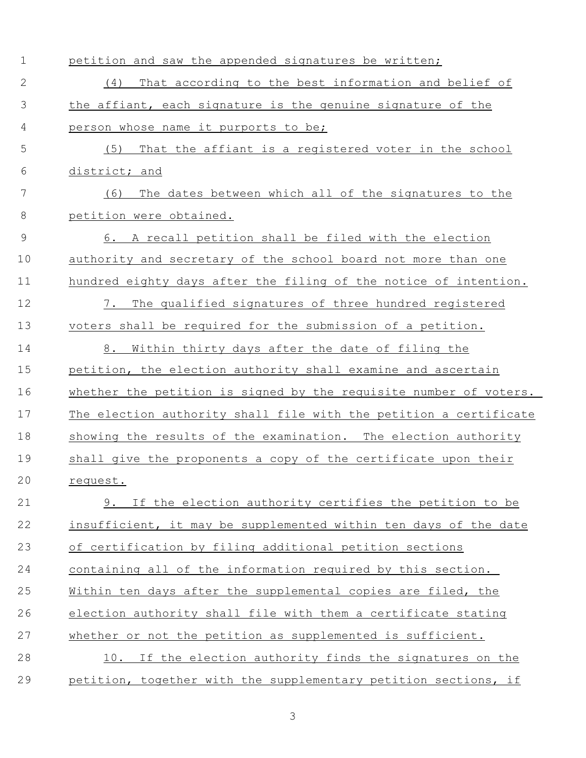petition and saw the appended signatures be written;

(4) That according to the best information and belief of the affiant, each signature is the genuine signature of the person whose name it purports to be;

(5) That the affiant is a registered voter in the school district; and

(6) The dates between which all of the signatures to the petition were obtained.

6. A recall petition shall be filed with the election authority and secretary of the school board not more than one hundred eighty days after the filing of the notice of intention.

7. The qualified signatures of three hundred registered voters shall be required for the submission of a petition.

8. Within thirty days after the date of filing the petition, the election authority shall examine and ascertain whether the petition is signed by the requisite number of voters. The election authority shall file with the petition a certificate showing the results of the examination. The election authority shall give the proponents a copy of the certificate upon their request.

9. If the election authority certifies the petition to be insufficient, it may be supplemented within ten days of the date of certification by filing additional petition sections containing all of the information required by this section. Within ten days after the supplemental copies are filed, the election authority shall file with them a certificate stating whether or not the petition as supplemented is sufficient.

10. If the election authority finds the signatures on the petition, together with the supplementary petition sections, if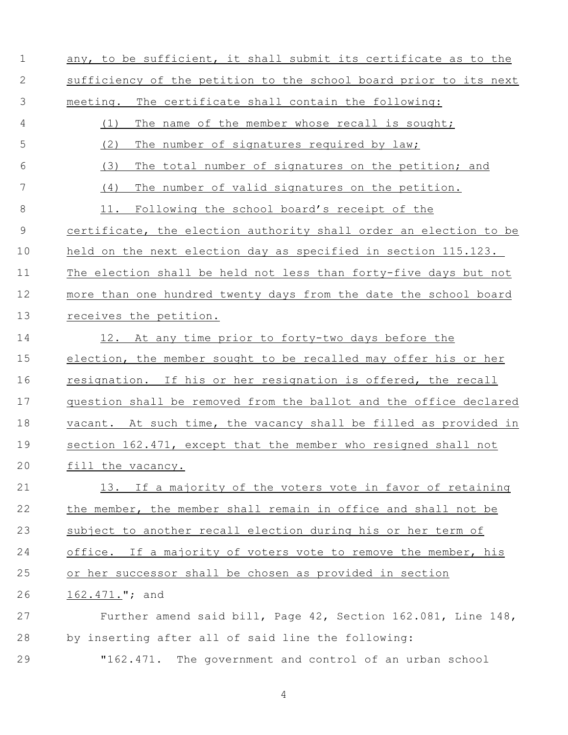any, to be sufficient, it shall submit its certificate as to the sufficiency of the petition to the school board prior to its next meeting. The certificate shall contain the following:

(1) The name of the member whose recall is sought;

(2) The number of signatures required by law;

(3) The total number of signatures on the petition; and

(4) The number of valid signatures on the petition.

11. Following the school board's receipt of the certificate, the election authority shall order an election to be held on the next election day as specified in section 115.123. The election shall be held not less than forty-five days but not more than one hundred twenty days from the date the school board receives the petition.

12. At any time prior to forty-two days before the election, the member sought to be recalled may offer his or her resignation. If his or her resignation is offered, the recall question shall be removed from the ballot and the office declared vacant. At such time, the vacancy shall be filled as provided in section 162.471, except that the member who resigned shall not fill the vacancy.

13. If a majority of the voters vote in favor of retaining the member, the member shall remain in office and shall not be subject to another recall election during his or her term of office. If a majority of voters vote to remove the member, his or her successor shall be chosen as provided in section 162.471."; and

Further amend said bill, Page 42, Section 162.081, Line 148, by inserting after all of said line the following:

"162.471. The government and control of an urban school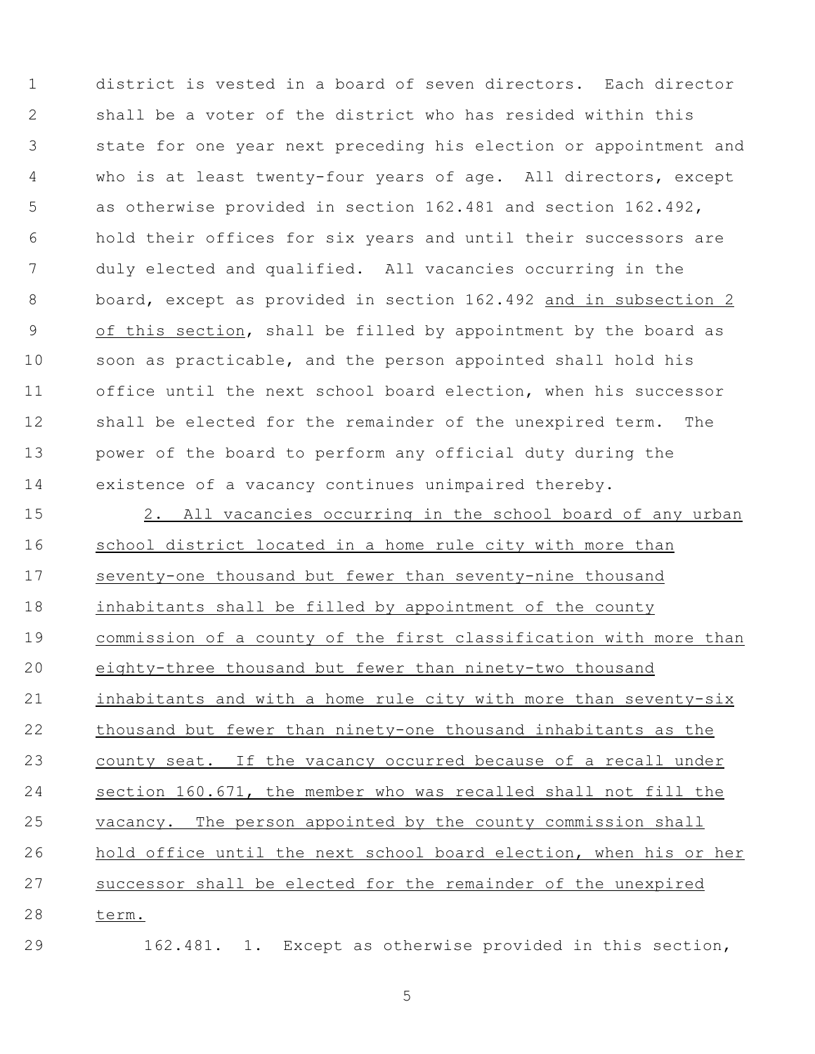district is vested in a board of seven directors. Each director shall be a voter of the district who has resided within this state for one year next preceding his election or appointment and who is at least twenty-four years of age. All directors, except as otherwise provided in section 162.481 and section 162.492, hold their offices for six years and until their successors are duly elected and qualified. All vacancies occurring in the board, except as provided in section 162.492 <u>and in subsection 2 of this section</u>, shall be filled by appointment by the board as soon as practicable, and the person appointed shall hold his office until the next school board election, when his successor shall be elected for the remainder of the unexpired term. The power of the board to perform any official duty during the existence of a vacancy continues unimpaired thereby.

<u>2. All vacancies occurring in the school board of any urban school district located in a home rule city with more than seventy-one thousand but fewer than seventy-nine thousand inhabitants shall be filled by appointment of the county commission of a county of the first classification with more than eighty-three thousand but fewer than ninety-two thousand inhabitants and with a home rule city with more than seventy-six thousand but fewer than ninety-one thousand inhabitants as the county seat. If the vacancy occurred because of a recall under section 160.671, the member who was recalled shall not fill the vacancy. The person appointed by the county commission shall hold office until the next school board election, when his or her successor shall be elected for the remainder of the unexpired term.</u>

162.481. 1. Except as otherwise provided in this section,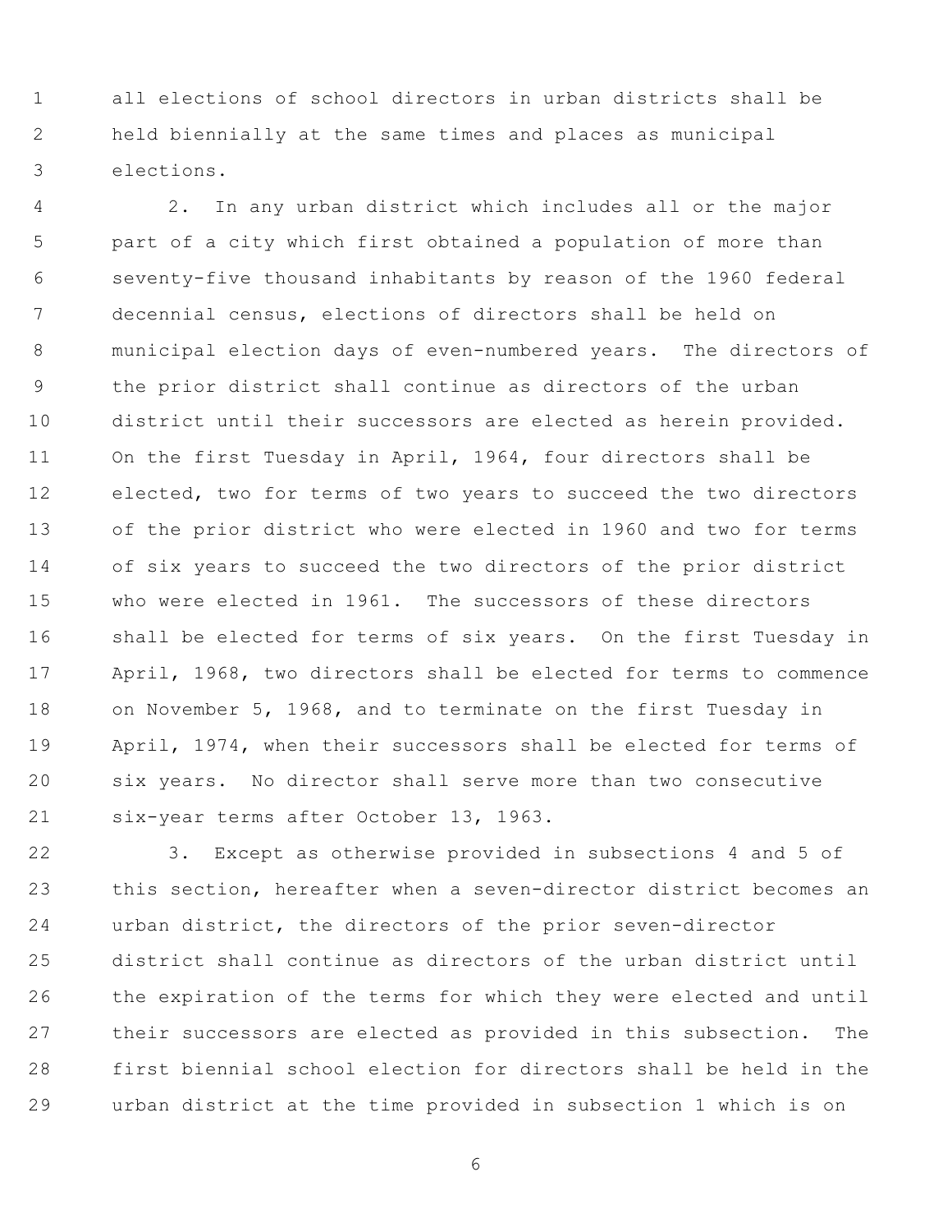all elections of school directors in urban districts shall be held biennially at the same times and places as municipal elections.

2. In any urban district which includes all or the major part of a city which first obtained a population of more than seventy-five thousand inhabitants by reason of the 1960 federal decennial census, elections of directors shall be held on municipal election days of even-numbered years. The directors of the prior district shall continue as directors of the urban district until their successors are elected as herein provided. On the first Tuesday in April, 1964, four directors shall be elected, two for terms of two years to succeed the two directors of the prior district who were elected in 1960 and two for terms of six years to succeed the two directors of the prior district who were elected in 1961. The successors of these directors shall be elected for terms of six years. On the first Tuesday in April, 1968, two directors shall be elected for terms to commence on November 5, 1968, and to terminate on the first Tuesday in April, 1974, when their successors shall be elected for terms of six years. No director shall serve more than two consecutive six-year terms after October 13, 1963.

3. Except as otherwise provided in subsections 4 and 5 of this section, hereafter when a seven-director district becomes an urban district, the directors of the prior seven-director district shall continue as directors of the urban district until the expiration of the terms for which they were elected and until their successors are elected as provided in this subsection. The first biennial school election for directors shall be held in the urban district at the time provided in subsection 1 which is on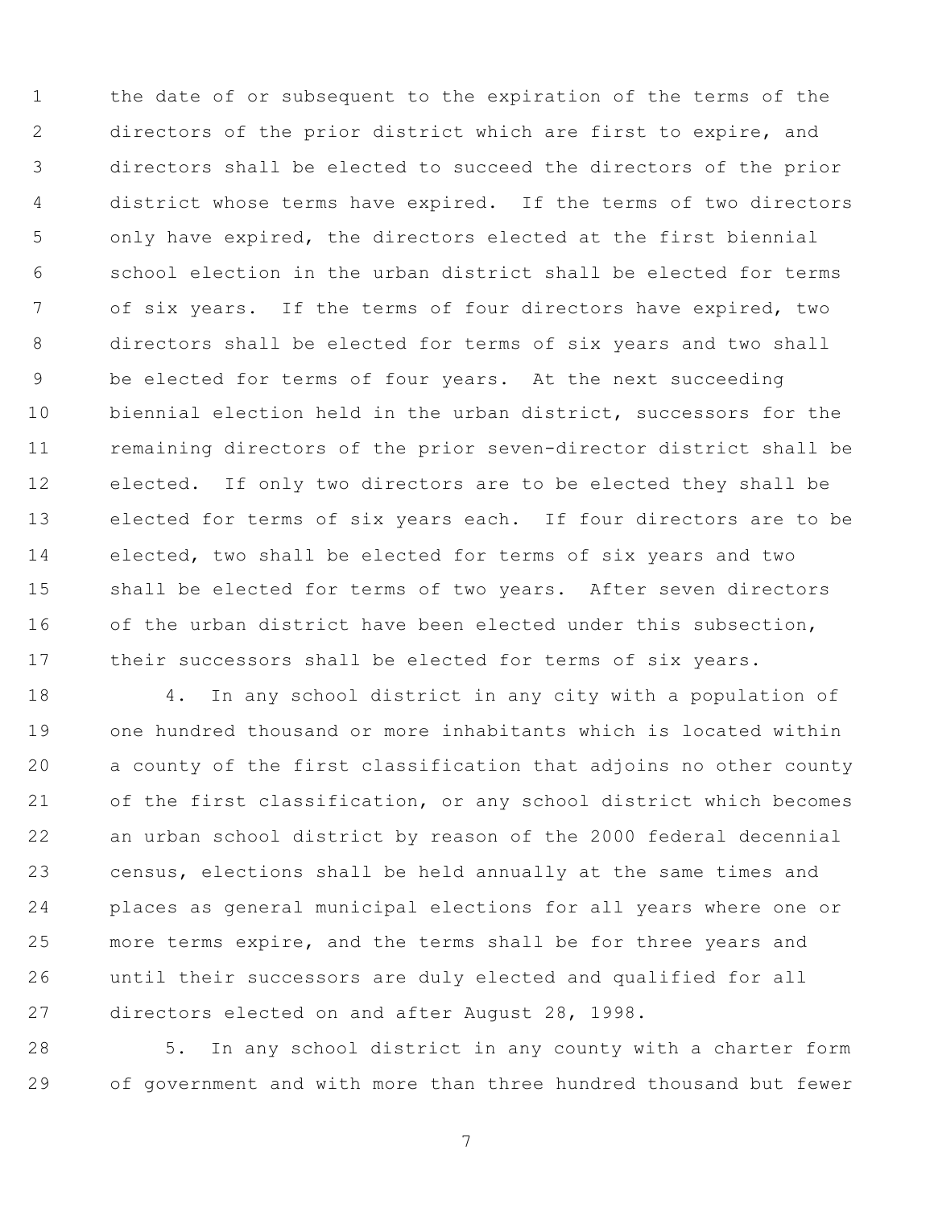the date of or subsequent to the expiration of the terms of the directors of the prior district which are first to expire, and directors shall be elected to succeed the directors of the prior district whose terms have expired. If the terms of two directors only have expired, the directors elected at the first biennial school election in the urban district shall be elected for terms of six years. If the terms of four directors have expired, two directors shall be elected for terms of six years and two shall be elected for terms of four years. At the next succeeding biennial election held in the urban district, successors for the remaining directors of the prior seven-director district shall be elected. If only two directors are to be elected they shall be elected for terms of six years each. If four directors are to be elected, two shall be elected for terms of six years and two shall be elected for terms of two years. After seven directors of the urban district have been elected under this subsection, their successors shall be elected for terms of six years.

4. In any school district in any city with a population of one hundred thousand or more inhabitants which is located within a county of the first classification that adjoins no other county of the first classification, or any school district which becomes an urban school district by reason of the 2000 federal decennial census, elections shall be held annually at the same times and places as general municipal elections for all years where one or more terms expire, and the terms shall be for three years and until their successors are duly elected and qualified for all directors elected on and after August 28, 1998.

5. In any school district in any county with a charter form of government and with more than three hundred thousand but fewer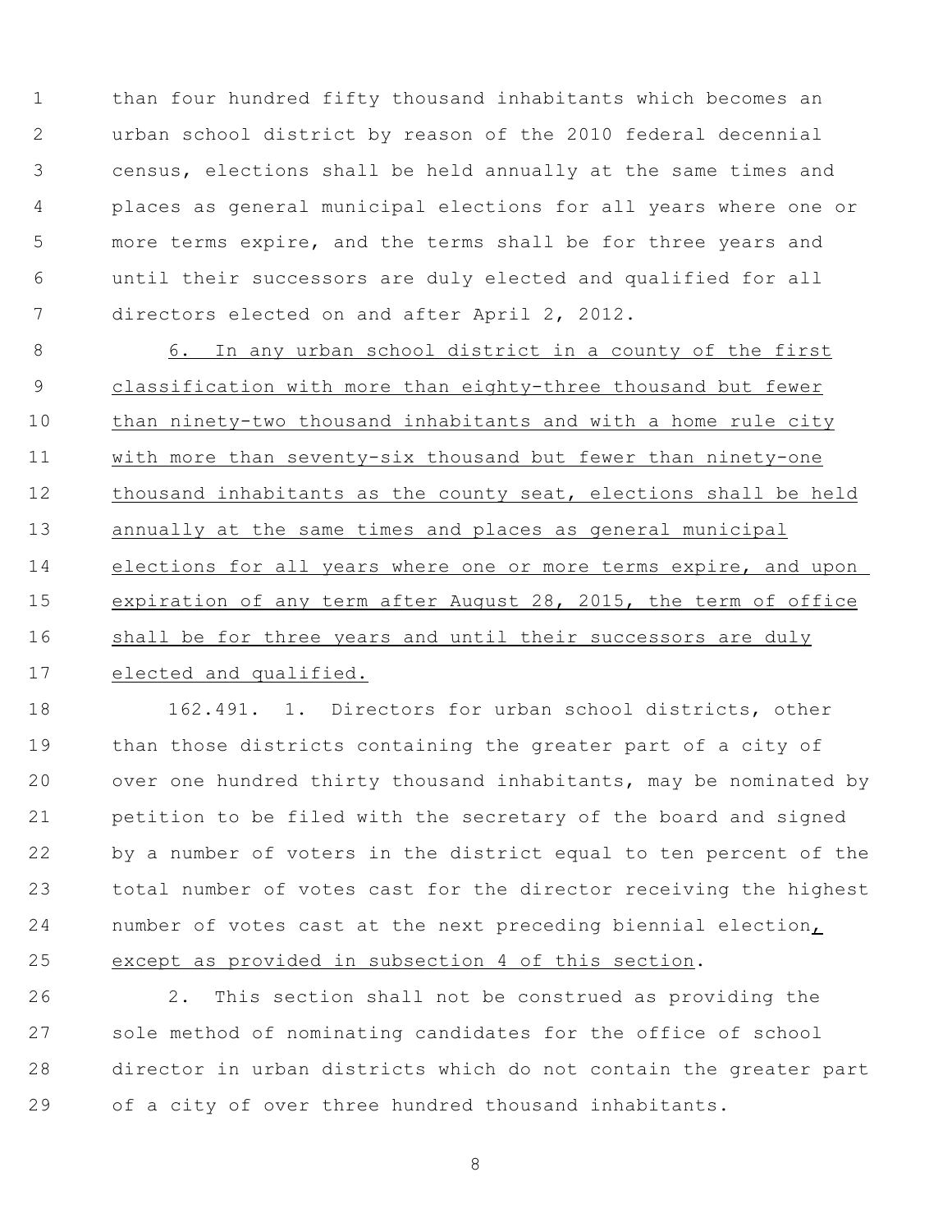than four hundred fifty thousand inhabitants which becomes an urban school district by reason of the 2010 federal decennial census, elections shall be held annually at the same times and places as general municipal elections for all years where one or more terms expire, and the terms shall be for three years and until their successors are duly elected and qualified for all directors elected on and after April 2, 2012.

<u>6. In any urban school district in a county of the first classification with more than eighty-three thousand but fewer than ninety-two thousand inhabitants and with a home rule city with more than seventy-six thousand but fewer than ninety-one thousand inhabitants as the county seat, elections shall be held annually at the same times and places as general municipal elections for all years where one or more terms expire, and upon expiration of any term after August 28, 2015, the term of office shall be for three years and until their successors are duly elected and qualified.</u>

162.491. 1. Directors for urban school districts, other than those districts containing the greater part of a city of over one hundred thirty thousand inhabitants, may be nominated by petition to be filed with the secretary of the board and signed by a number of voters in the district equal to ten percent of the total number of votes cast for the director receiving the highest number of votes cast at the next preceding biennial election<u>, except as provided in subsection 4 of this section</u>.

2. This section shall not be construed as providing the sole method of nominating candidates for the office of school director in urban districts which do not contain the greater part of a city of over three hundred thousand inhabitants.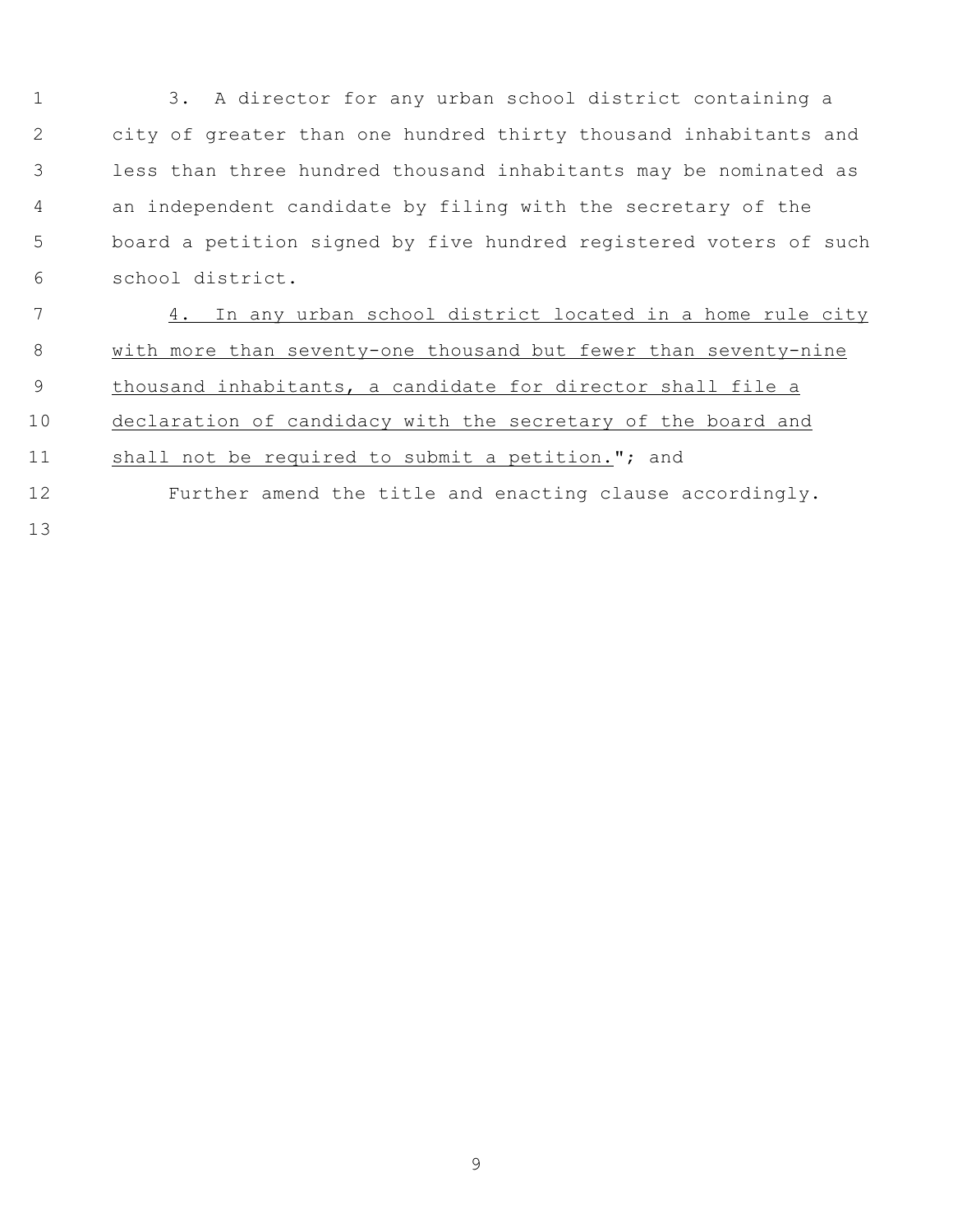3. A director for any urban school district containing a city of greater than one hundred thirty thousand inhabitants and less than three hundred thousand inhabitants may be nominated as an independent candidate by filing with the secretary of the board a petition signed by five hundred registered voters of such school district.

4. In any urban school district located in a home rule city with more than seventy-one thousand but fewer than seventy-nine thousand inhabitants, a candidate for director shall file a declaration of candidacy with the secretary of the board and shall not be required to submit a petition."; and

Further amend the title and enacting clause accordingly.